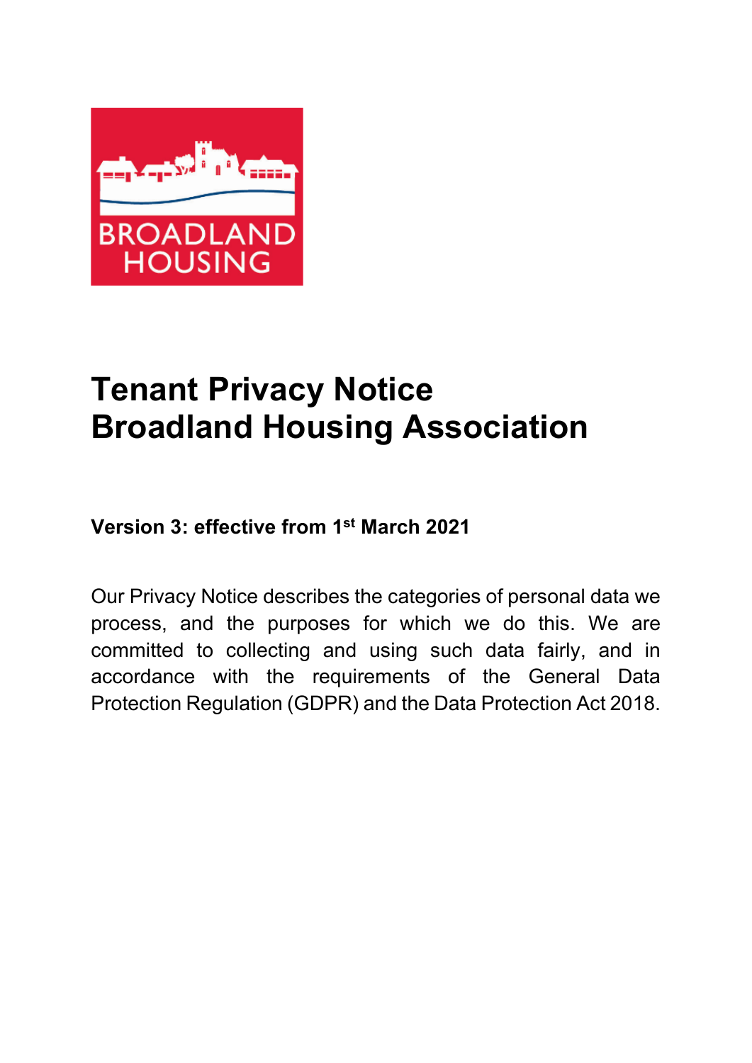# Tenant Privacy Notice
# Broadland Housing Association

**Version 3: effective from 1st March 2021**

Our Privacy Notice describes the categories of personal data we process, and the purposes for which we do this. We are committed to collecting and using such data fairly, and in accordance with the requirements of the General Data Protection Regulation (GDPR) and the Data Protection Act 2018.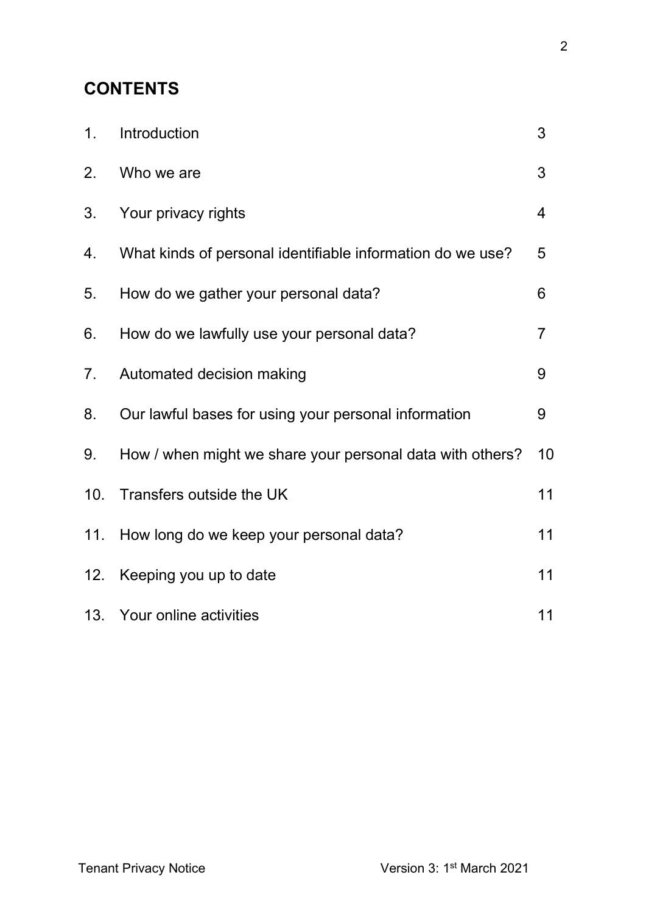## CONTENTS

| | | |
|---|---|---|
| 1. | Introduction | 3 |
| 2. | Who we are | 3 |
| 3. | Your privacy rights | 4 |
| 4. | What kinds of personal identifiable information do we use? | 5 |
| 5. | How do we gather your personal data? | 6 |
| 6. | How do we lawfully use your personal data? | 7 |
| 7. | Automated decision making | 9 |
| 8. | Our lawful bases for using your personal information | 9 |
| 9. | How / when might we share your personal data with others? | 10 |
| 10. | Transfers outside the UK | 11 |
| 11. | How long do we keep your personal data? | 11 |
| 12. | Keeping you up to date | 11 |
| 13. | Your online activities | 11 |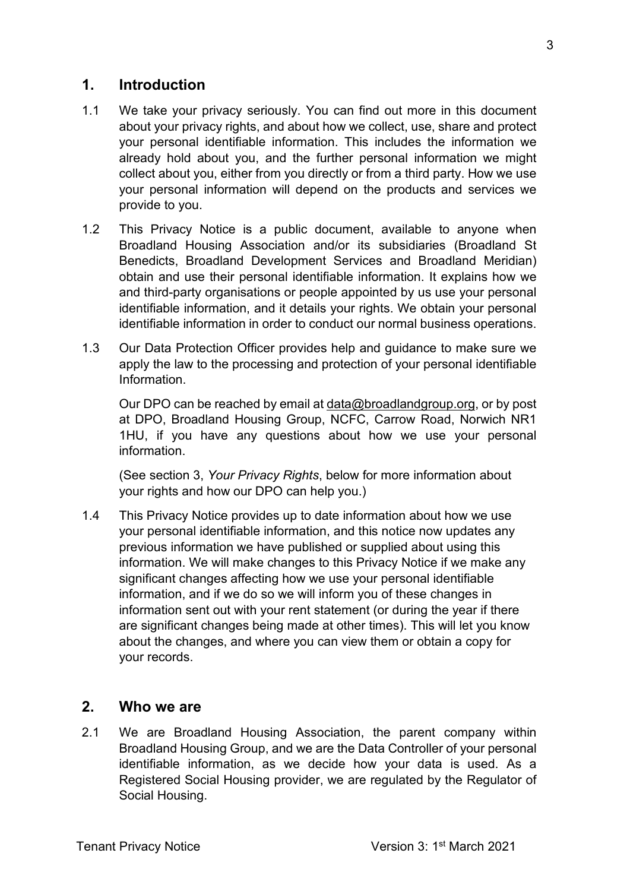## 1. Introduction

1.1 We take your privacy seriously. You can find out more in this document about your privacy rights, and about how we collect, use, share and protect your personal identifiable information. This includes the information we already hold about you, and the further personal information we might collect about you, either from you directly or from a third party. How we use your personal information will depend on the products and services we provide to you.

1.2 This Privacy Notice is a public document, available to anyone when Broadland Housing Association and/or its subsidiaries (Broadland St Benedicts, Broadland Development Services and Broadland Meridian) obtain and use their personal identifiable information. It explains how we and third-party organisations or people appointed by us use your personal identifiable information, and it details your rights. We obtain your personal identifiable information in order to conduct our normal business operations.

1.3 Our Data Protection Officer provides help and guidance to make sure we apply the law to the processing and protection of your personal identifiable Information.

Our DPO can be reached by email at data@broadlandgroup.org, or by post at DPO, Broadland Housing Group, NCFC, Carrow Road, Norwich NR1 1HU, if you have any questions about how we use your personal information.

(See section 3, *Your Privacy Rights*, below for more information about your rights and how our DPO can help you.)

1.4 This Privacy Notice provides up to date information about how we use your personal identifiable information, and this notice now updates any previous information we have published or supplied about using this information. We will make changes to this Privacy Notice if we make any significant changes affecting how we use your personal identifiable information, and if we do so we will inform you of these changes in information sent out with your rent statement (or during the year if there are significant changes being made at other times). This will let you know about the changes, and where you can view them or obtain a copy for your records.

## 2. Who we are

2.1 We are Broadland Housing Association, the parent company within Broadland Housing Group, and we are the Data Controller of your personal identifiable information, as we decide how your data is used. As a Registered Social Housing provider, we are regulated by the Regulator of Social Housing.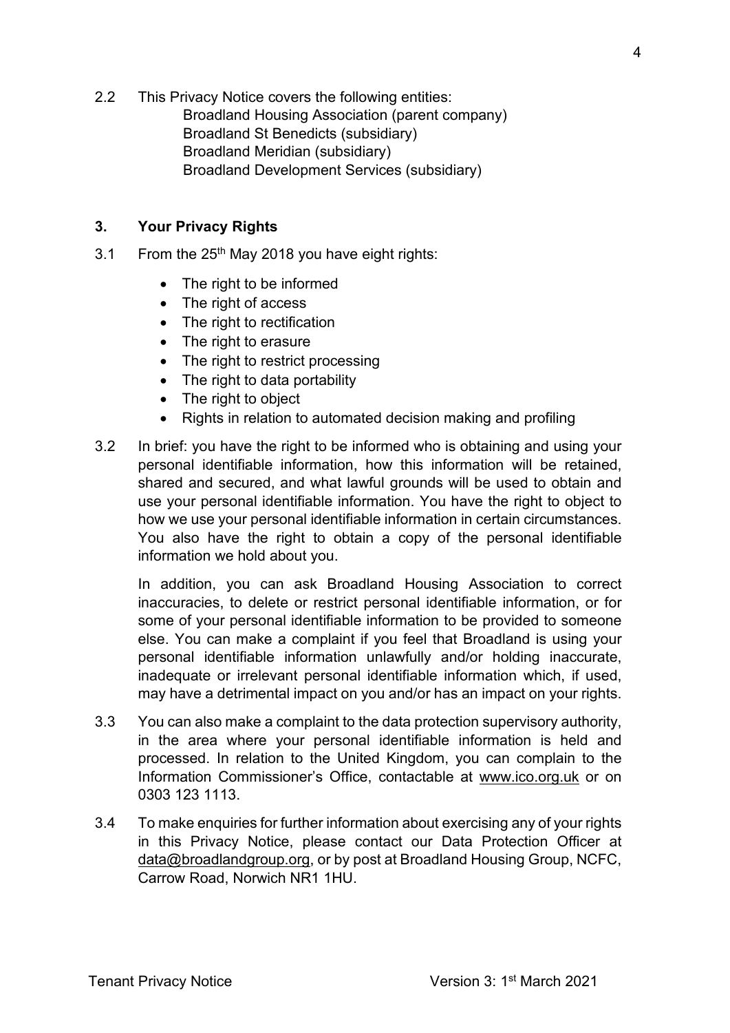2.2 This Privacy Notice covers the following entities:

Broadland Housing Association (parent company)
Broadland St Benedicts (subsidiary)
Broadland Meridian (subsidiary)
Broadland Development Services (subsidiary)

## 3. Your Privacy Rights

3.1 From the 25th May 2018 you have eight rights:

- The right to be informed
- The right of access
- The right to rectification
- The right to erasure
- The right to restrict processing
- The right to data portability
- The right to object
- Rights in relation to automated decision making and profiling

3.2 In brief: you have the right to be informed who is obtaining and using your personal identifiable information, how this information will be retained, shared and secured, and what lawful grounds will be used to obtain and use your personal identifiable information. You have the right to object to how we use your personal identifiable information in certain circumstances. You also have the right to obtain a copy of the personal identifiable information we hold about you.

In addition, you can ask Broadland Housing Association to correct inaccuracies, to delete or restrict personal identifiable information, or for some of your personal identifiable information to be provided to someone else. You can make a complaint if you feel that Broadland is using your personal identifiable information unlawfully and/or holding inaccurate, inadequate or irrelevant personal identifiable information which, if used, may have a detrimental impact on you and/or has an impact on your rights.

3.3 You can also make a complaint to the data protection supervisory authority, in the area where your personal identifiable information is held and processed. In relation to the United Kingdom, you can complain to the Information Commissioner's Office, contactable at www.ico.org.uk or on 0303 123 1113.

3.4 To make enquiries for further information about exercising any of your rights in this Privacy Notice, please contact our Data Protection Officer at data@broadlandgroup.org, or by post at Broadland Housing Group, NCFC, Carrow Road, Norwich NR1 1HU.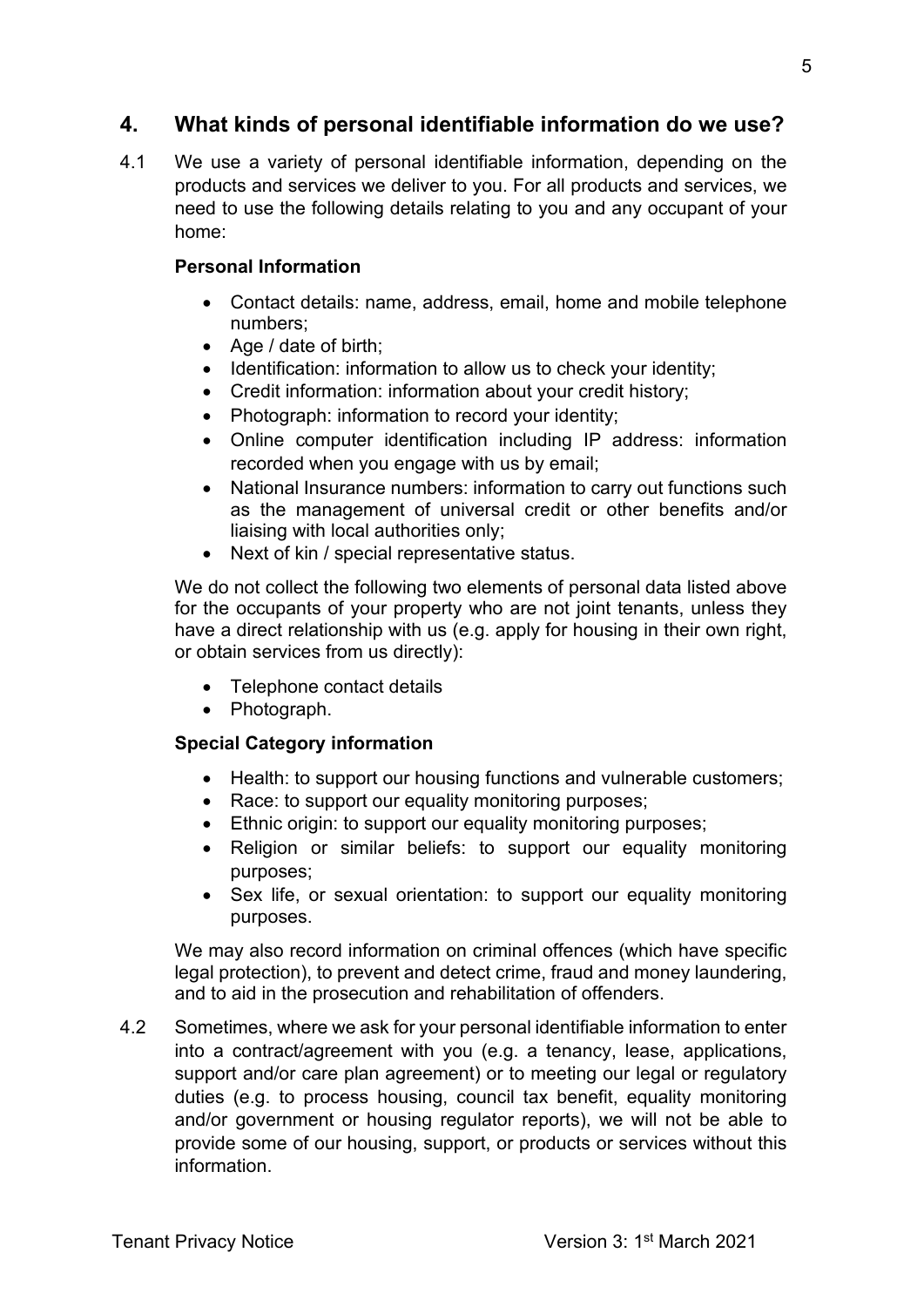## 4. What kinds of personal identifiable information do we use?

4.1 We use a variety of personal identifiable information, depending on the products and services we deliver to you. For all products and services, we need to use the following details relating to you and any occupant of your home:

**Personal Information**

- Contact details: name, address, email, home and mobile telephone numbers;
- Age / date of birth;
- Identification: information to allow us to check your identity;
- Credit information: information about your credit history;
- Photograph: information to record your identity;
- Online computer identification including IP address: information recorded when you engage with us by email;
- National Insurance numbers: information to carry out functions such as the management of universal credit or other benefits and/or liaising with local authorities only;
- Next of kin / special representative status.

We do not collect the following two elements of personal data listed above for the occupants of your property who are not joint tenants, unless they have a direct relationship with us (e.g. apply for housing in their own right, or obtain services from us directly):

- Telephone contact details
- Photograph.

**Special Category information**

- Health: to support our housing functions and vulnerable customers;
- Race: to support our equality monitoring purposes;
- Ethnic origin: to support our equality monitoring purposes;
- Religion or similar beliefs: to support our equality monitoring purposes;
- Sex life, or sexual orientation: to support our equality monitoring purposes.

We may also record information on criminal offences (which have specific legal protection), to prevent and detect crime, fraud and money laundering, and to aid in the prosecution and rehabilitation of offenders.

4.2 Sometimes, where we ask for your personal identifiable information to enter into a contract/agreement with you (e.g. a tenancy, lease, applications, support and/or care plan agreement) or to meeting our legal or regulatory duties (e.g. to process housing, council tax benefit, equality monitoring and/or government or housing regulator reports), we will not be able to provide some of our housing, support, or products or services without this information.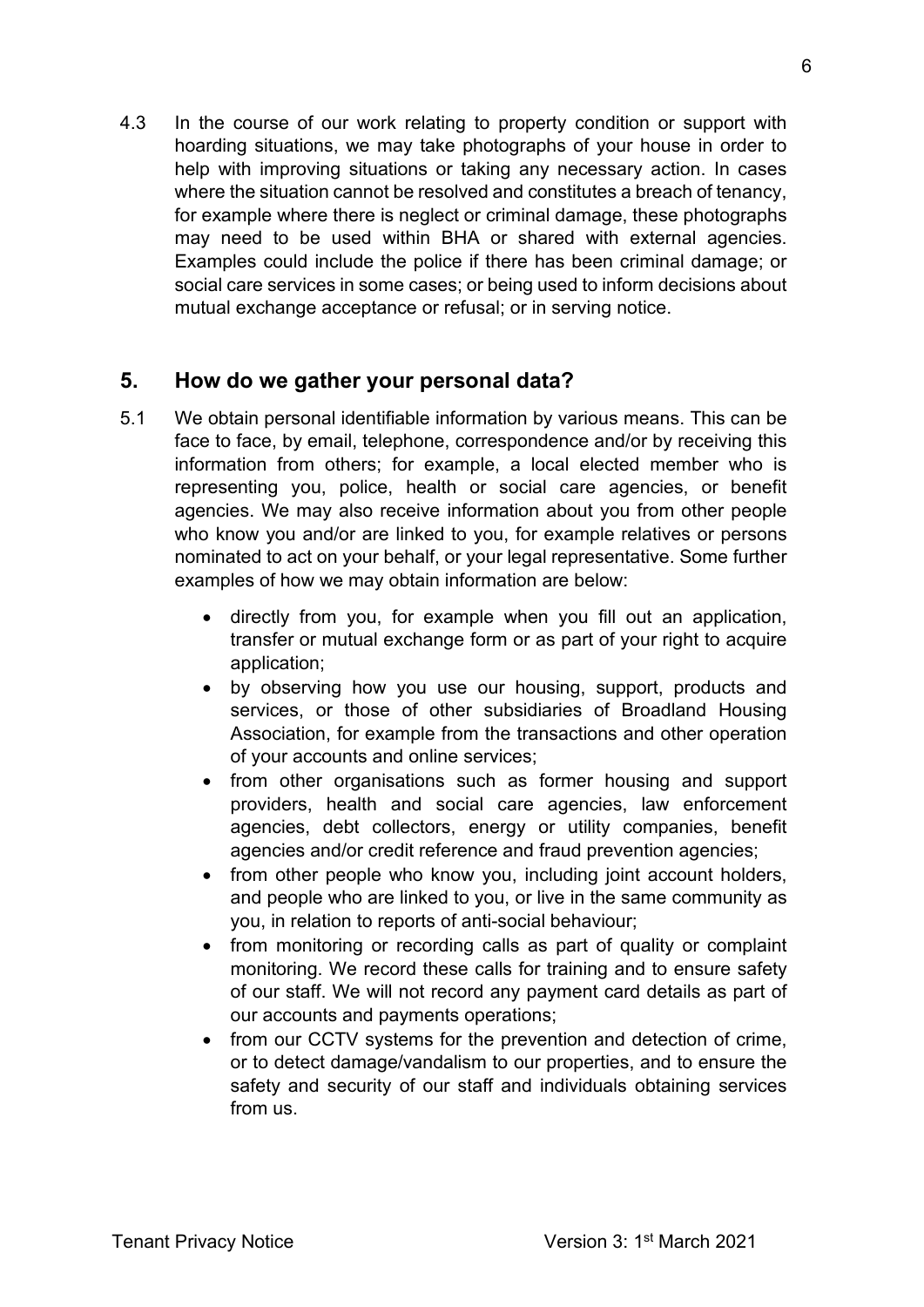4.3 In the course of our work relating to property condition or support with hoarding situations, we may take photographs of your house in order to help with improving situations or taking any necessary action. In cases where the situation cannot be resolved and constitutes a breach of tenancy, for example where there is neglect or criminal damage, these photographs may need to be used within BHA or shared with external agencies. Examples could include the police if there has been criminal damage; or social care services in some cases; or being used to inform decisions about mutual exchange acceptance or refusal; or in serving notice.

## 5. How do we gather your personal data?

5.1 We obtain personal identifiable information by various means. This can be face to face, by email, telephone, correspondence and/or by receiving this information from others; for example, a local elected member who is representing you, police, health or social care agencies, or benefit agencies. We may also receive information about you from other people who know you and/or are linked to you, for example relatives or persons nominated to act on your behalf, or your legal representative. Some further examples of how we may obtain information are below:

- directly from you, for example when you fill out an application, transfer or mutual exchange form or as part of your right to acquire application;
- by observing how you use our housing, support, products and services, or those of other subsidiaries of Broadland Housing Association, for example from the transactions and other operation of your accounts and online services;
- from other organisations such as former housing and support providers, health and social care agencies, law enforcement agencies, debt collectors, energy or utility companies, benefit agencies and/or credit reference and fraud prevention agencies;
- from other people who know you, including joint account holders, and people who are linked to you, or live in the same community as you, in relation to reports of anti-social behaviour;
- from monitoring or recording calls as part of quality or complaint monitoring. We record these calls for training and to ensure safety of our staff. We will not record any payment card details as part of our accounts and payments operations;
- from our CCTV systems for the prevention and detection of crime, or to detect damage/vandalism to our properties, and to ensure the safety and security of our staff and individuals obtaining services from us.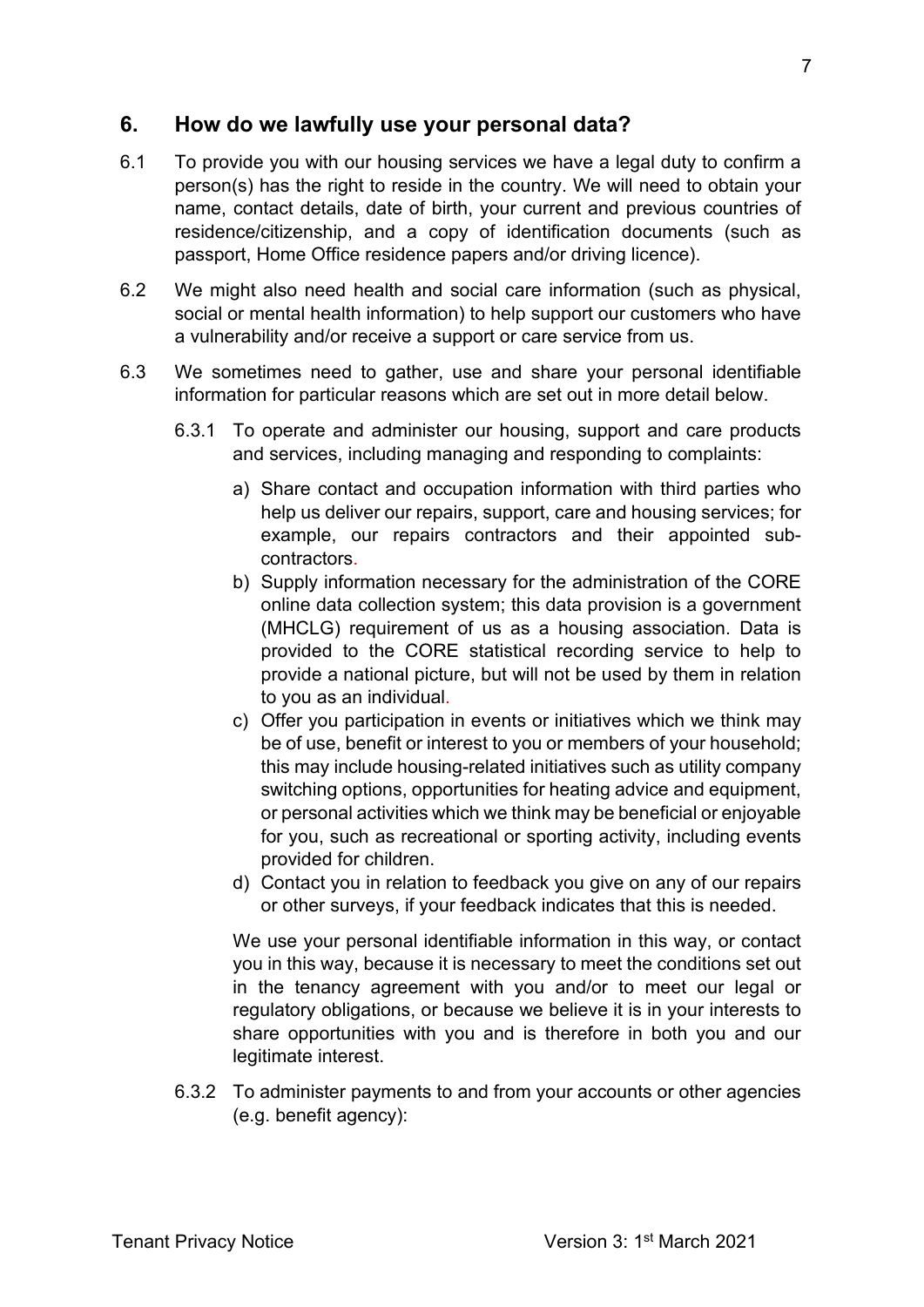## 6. How do we lawfully use your personal data?

6.1 To provide you with our housing services we have a legal duty to confirm a person(s) has the right to reside in the country. We will need to obtain your name, contact details, date of birth, your current and previous countries of residence/citizenship, and a copy of identification documents (such as passport, Home Office residence papers and/or driving licence).

6.2 We might also need health and social care information (such as physical, social or mental health information) to help support our customers who have a vulnerability and/or receive a support or care service from us.

6.3 We sometimes need to gather, use and share your personal identifiable information for particular reasons which are set out in more detail below.

6.3.1 To operate and administer our housing, support and care products and services, including managing and responding to complaints:

a) Share contact and occupation information with third parties who help us deliver our repairs, support, care and housing services; for example, our repairs contractors and their appointed sub-contractors.

b) Supply information necessary for the administration of the CORE online data collection system; this data provision is a government (MHCLG) requirement of us as a housing association. Data is provided to the CORE statistical recording service to help to provide a national picture, but will not be used by them in relation to you as an individual.

c) Offer you participation in events or initiatives which we think may be of use, benefit or interest to you or members of your household; this may include housing-related initiatives such as utility company switching options, opportunities for heating advice and equipment, or personal activities which we think may be beneficial or enjoyable for you, such as recreational or sporting activity, including events provided for children.

d) Contact you in relation to feedback you give on any of our repairs or other surveys, if your feedback indicates that this is needed.

We use your personal identifiable information in this way, or contact you in this way, because it is necessary to meet the conditions set out in the tenancy agreement with you and/or to meet our legal or regulatory obligations, or because we believe it is in your interests to share opportunities with you and is therefore in both you and our legitimate interest.

6.3.2 To administer payments to and from your accounts or other agencies (e.g. benefit agency):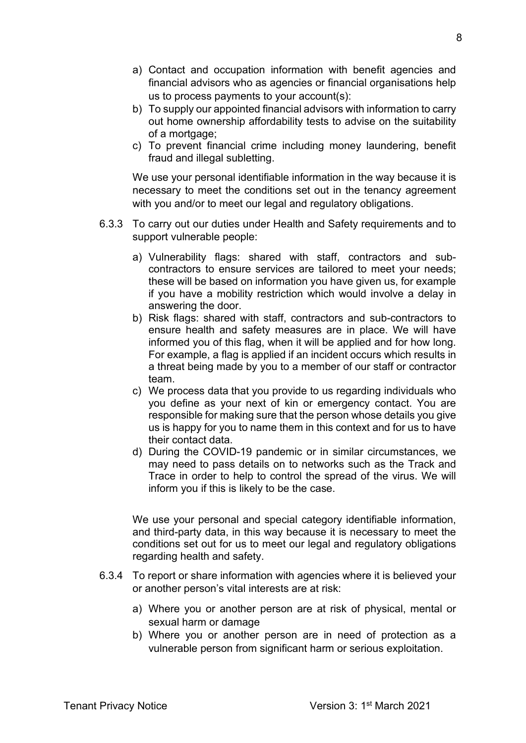a) Contact and occupation information with benefit agencies and financial advisors who as agencies or financial organisations help us to process payments to your account(s):
b) To supply our appointed financial advisors with information to carry out home ownership affordability tests to advise on the suitability of a mortgage;
c) To prevent financial crime including money laundering, benefit fraud and illegal subletting.

We use your personal identifiable information in the way because it is necessary to meet the conditions set out in the tenancy agreement with you and/or to meet our legal and regulatory obligations.

6.3.3 To carry out our duties under Health and Safety requirements and to support vulnerable people:

a) Vulnerability flags: shared with staff, contractors and sub-contractors to ensure services are tailored to meet your needs; these will be based on information you have given us, for example if you have a mobility restriction which would involve a delay in answering the door.
b) Risk flags: shared with staff, contractors and sub-contractors to ensure health and safety measures are in place. We will have informed you of this flag, when it will be applied and for how long. For example, a flag is applied if an incident occurs which results in a threat being made by you to a member of our staff or contractor team.
c) We process data that you provide to us regarding individuals who you define as your next of kin or emergency contact. You are responsible for making sure that the person whose details you give us is happy for you to name them in this context and for us to have their contact data.
d) During the COVID-19 pandemic or in similar circumstances, we may need to pass details on to networks such as the Track and Trace in order to help to control the spread of the virus. We will inform you if this is likely to be the case.

We use your personal and special category identifiable information, and third-party data, in this way because it is necessary to meet the conditions set out for us to meet our legal and regulatory obligations regarding health and safety.

6.3.4 To report or share information with agencies where it is believed your or another person's vital interests are at risk:

a) Where you or another person are at risk of physical, mental or sexual harm or damage
b) Where you or another person are in need of protection as a vulnerable person from significant harm or serious exploitation.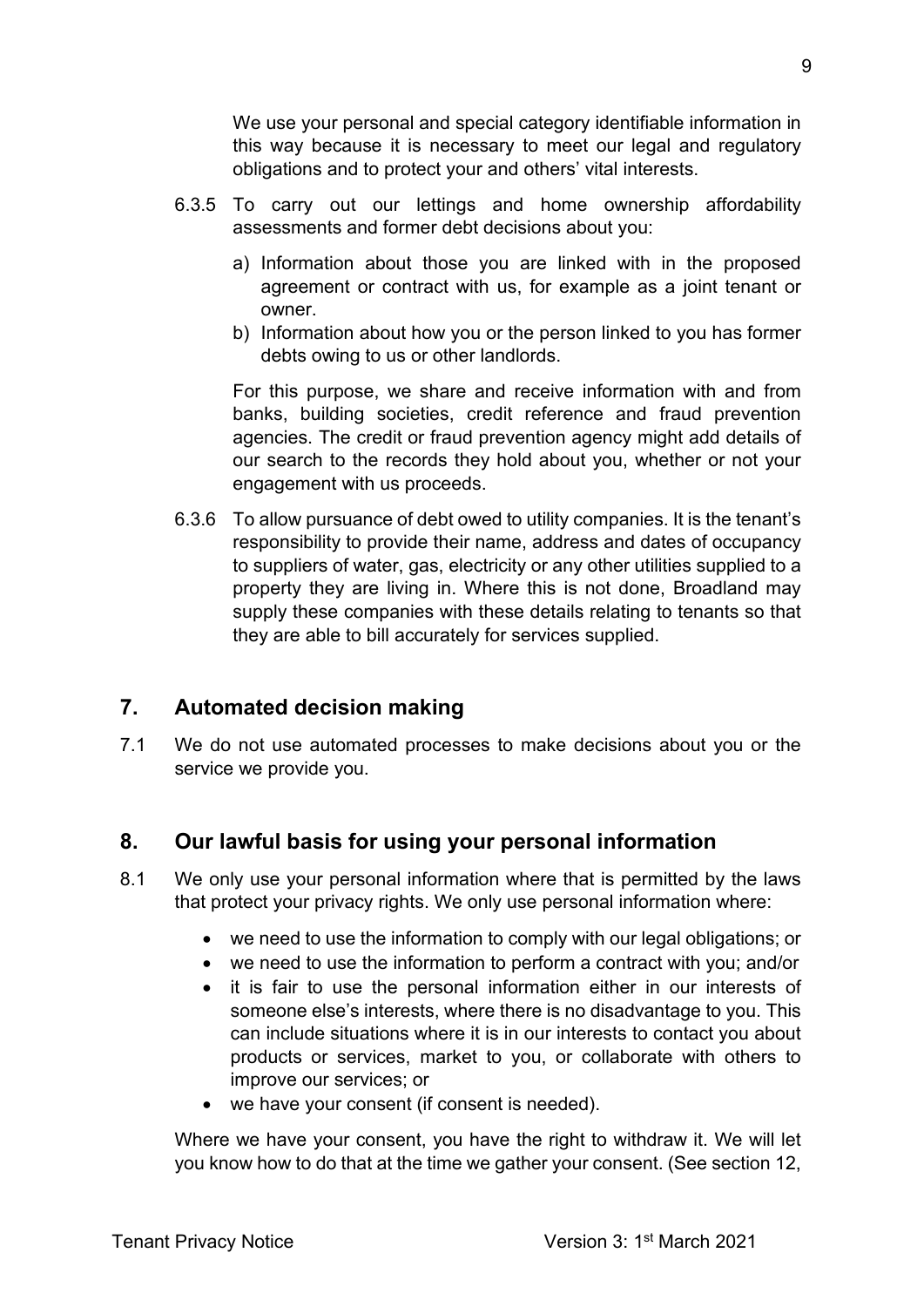We use your personal and special category identifiable information in this way because it is necessary to meet our legal and regulatory obligations and to protect your and others' vital interests.

6.3.5 To carry out our lettings and home ownership affordability assessments and former debt decisions about you:

a) Information about those you are linked with in the proposed agreement or contract with us, for example as a joint tenant or owner.
b) Information about how you or the person linked to you has former debts owing to us or other landlords.

For this purpose, we share and receive information with and from banks, building societies, credit reference and fraud prevention agencies. The credit or fraud prevention agency might add details of our search to the records they hold about you, whether or not your engagement with us proceeds.

6.3.6 To allow pursuance of debt owed to utility companies. It is the tenant's responsibility to provide their name, address and dates of occupancy to suppliers of water, gas, electricity or any other utilities supplied to a property they are living in. Where this is not done, Broadland may supply these companies with these details relating to tenants so that they are able to bill accurately for services supplied.

## 7. Automated decision making

7.1 We do not use automated processes to make decisions about you or the service we provide you.

## 8. Our lawful basis for using your personal information

8.1 We only use your personal information where that is permitted by the laws that protect your privacy rights. We only use personal information where:

- we need to use the information to comply with our legal obligations; or
- we need to use the information to perform a contract with you; and/or
- it is fair to use the personal information either in our interests of someone else's interests, where there is no disadvantage to you. This can include situations where it is in our interests to contact you about products or services, market to you, or collaborate with others to improve our services; or
- we have your consent (if consent is needed).

Where we have your consent, you have the right to withdraw it. We will let you know how to do that at the time we gather your consent. (See section 12,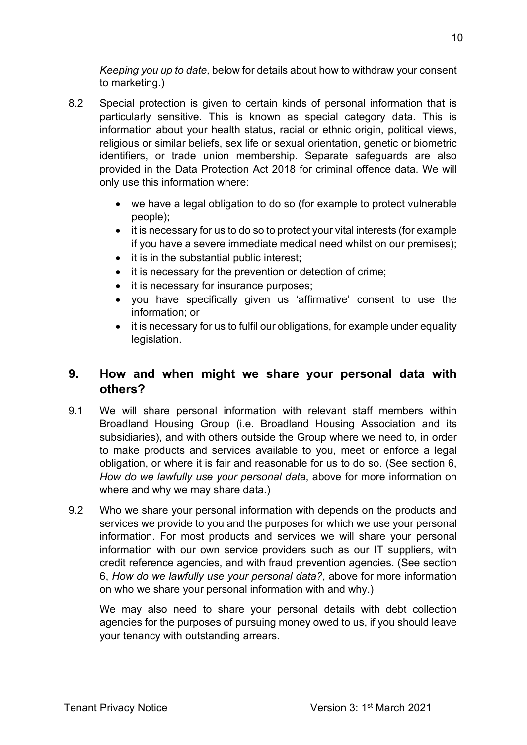*Keeping you up to date*, below for details about how to withdraw your consent to marketing.)

8.2 Special protection is given to certain kinds of personal information that is particularly sensitive. This is known as special category data. This is information about your health status, racial or ethnic origin, political views, religious or similar beliefs, sex life or sexual orientation, genetic or biometric identifiers, or trade union membership. Separate safeguards are also provided in the Data Protection Act 2018 for criminal offence data. We will only use this information where:

- we have a legal obligation to do so (for example to protect vulnerable people);
- it is necessary for us to do so to protect your vital interests (for example if you have a severe immediate medical need whilst on our premises);
- it is in the substantial public interest;
- it is necessary for the prevention or detection of crime;
- it is necessary for insurance purposes;
- you have specifically given us 'affirmative' consent to use the information; or
- it is necessary for us to fulfil our obligations, for example under equality legislation.

## 9. How and when might we share your personal data with others?

9.1 We will share personal information with relevant staff members within Broadland Housing Group (i.e. Broadland Housing Association and its subsidiaries), and with others outside the Group where we need to, in order to make products and services available to you, meet or enforce a legal obligation, or where it is fair and reasonable for us to do so. (See section 6, *How do we lawfully use your personal data*, above for more information on where and why we may share data.)

9.2 Who we share your personal information with depends on the products and services we provide to you and the purposes for which we use your personal information. For most products and services we will share your personal information with our own service providers such as our IT suppliers, with credit reference agencies, and with fraud prevention agencies. (See section 6, *How do we lawfully use your personal data?*, above for more information on who we share your personal information with and why.)

We may also need to share your personal details with debt collection agencies for the purposes of pursuing money owed to us, if you should leave your tenancy with outstanding arrears.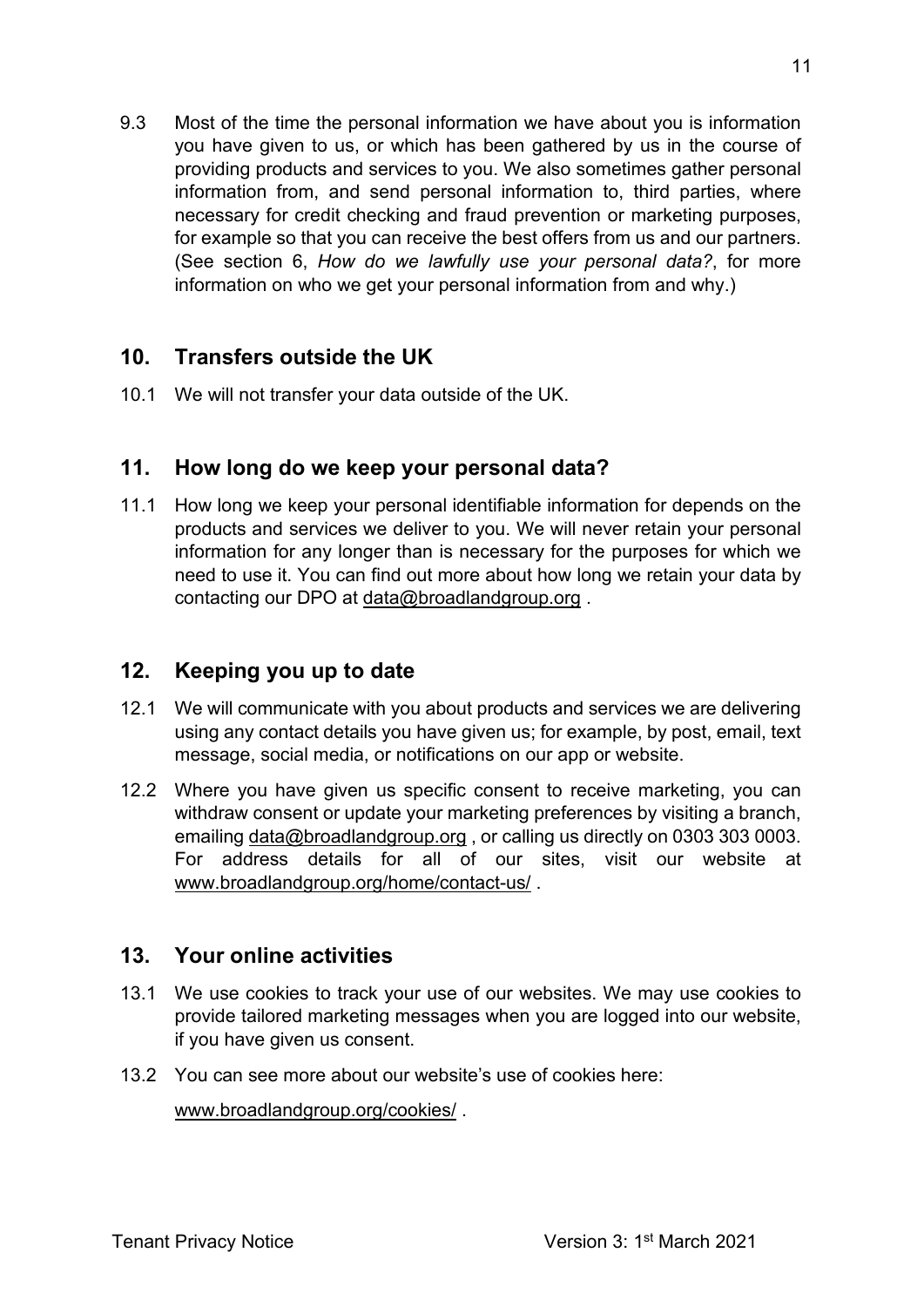9.3 Most of the time the personal information we have about you is information you have given to us, or which has been gathered by us in the course of providing products and services to you. We also sometimes gather personal information from, and send personal information to, third parties, where necessary for credit checking and fraud prevention or marketing purposes, for example so that you can receive the best offers from us and our partners. (See section 6, *How do we lawfully use your personal data?*, for more information on who we get your personal information from and why.)

## 10. Transfers outside the UK

10.1 We will not transfer your data outside of the UK.

## 11. How long do we keep your personal data?

11.1 How long we keep your personal identifiable information for depends on the products and services we deliver to you. We will never retain your personal information for any longer than is necessary for the purposes for which we need to use it. You can find out more about how long we retain your data by contacting our DPO at data@broadlandgroup.org .

## 12. Keeping you up to date

12.1 We will communicate with you about products and services we are delivering using any contact details you have given us; for example, by post, email, text message, social media, or notifications on our app or website.

12.2 Where you have given us specific consent to receive marketing, you can withdraw consent or update your marketing preferences by visiting a branch, emailing data@broadlandgroup.org , or calling us directly on 0303 303 0003. For address details for all of our sites, visit our website at www.broadlandgroup.org/home/contact-us/ .

## 13. Your online activities

13.1 We use cookies to track your use of our websites. We may use cookies to provide tailored marketing messages when you are logged into our website, if you have given us consent.

13.2 You can see more about our website's use of cookies here:

www.broadlandgroup.org/cookies/ .